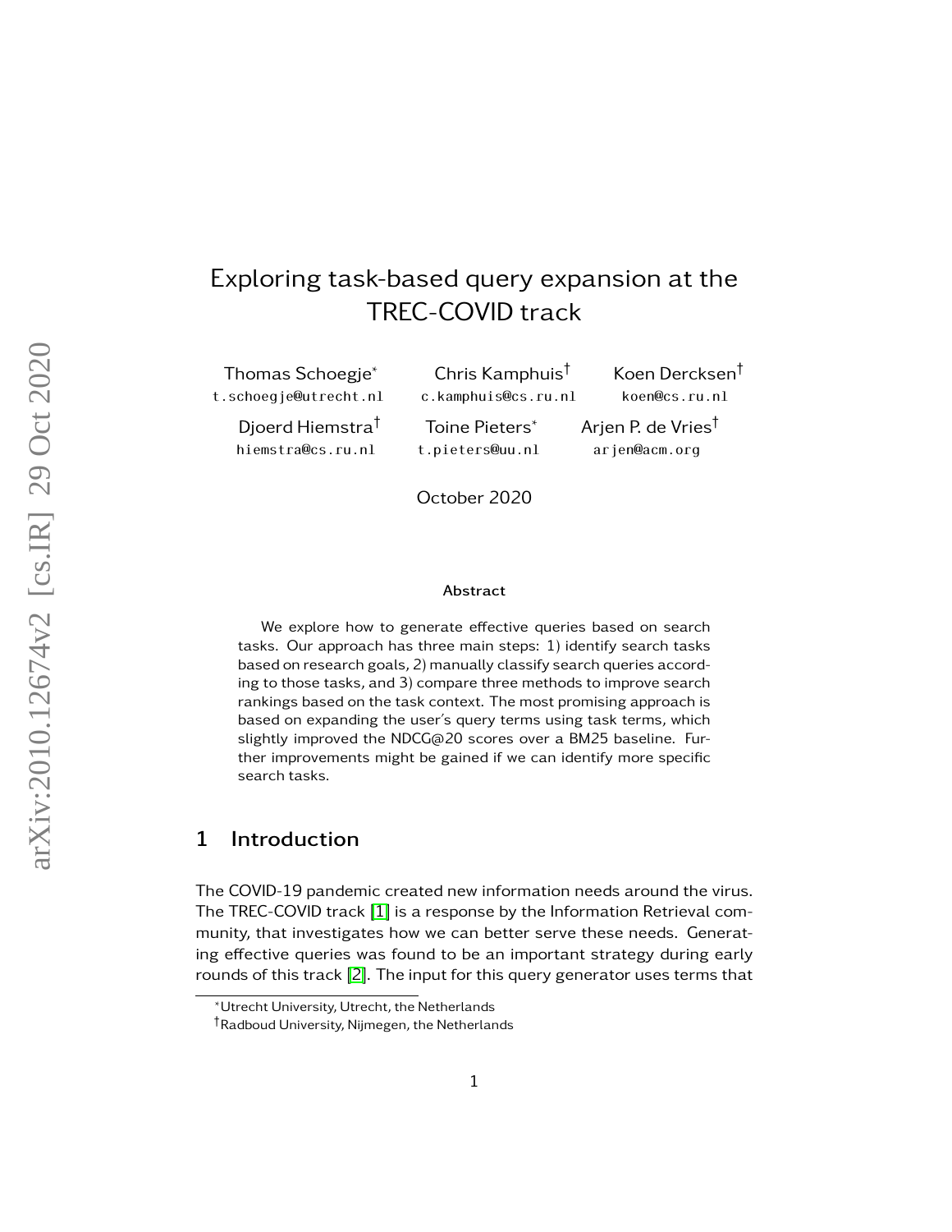# Exploring task-based query expansion at the TREC-COVID track

Thomas Schoegje[*] t.schoegje@utrecht.nl

Chris Kamphuis[†] c.kamphuis@cs.ru.nl

Koen Dercksen[†] koen@cs.ru.nl

Djoerd Hiemstra[†] hiemstra@cs.ru.nl

Toine Pieters[*] t.pieters@uu.nl

Arjen P. de Vries[†] arjen@acm.org

October 2020

### Abstract

We explore how to generate effective queries based on search tasks. Our approach has three main steps: 1) identify search tasks based on research goals, 2) manually classify search queries according to those tasks, and 3) compare three methods to improve search rankings based on the task context. The most promising approach is based on expanding the user's query terms using task terms, which slightly improved the NDCG@20 scores over a BM25 baseline. Further improvements might be gained if we can identify more specific search tasks.

## 1 Introduction

The COVID-19 pandemic created new information needs around the virus. The TREC-COVID track [1] is a response by the Information Retrieval community, that investigates how we can better serve these needs. Generating effective queries was found to be an important strategy during early rounds of this track [2]. The input for this query generator uses terms that

[*]Utrecht University, Utrecht, the Netherlands

[†]Radboud University, Nijmegen, the Netherlands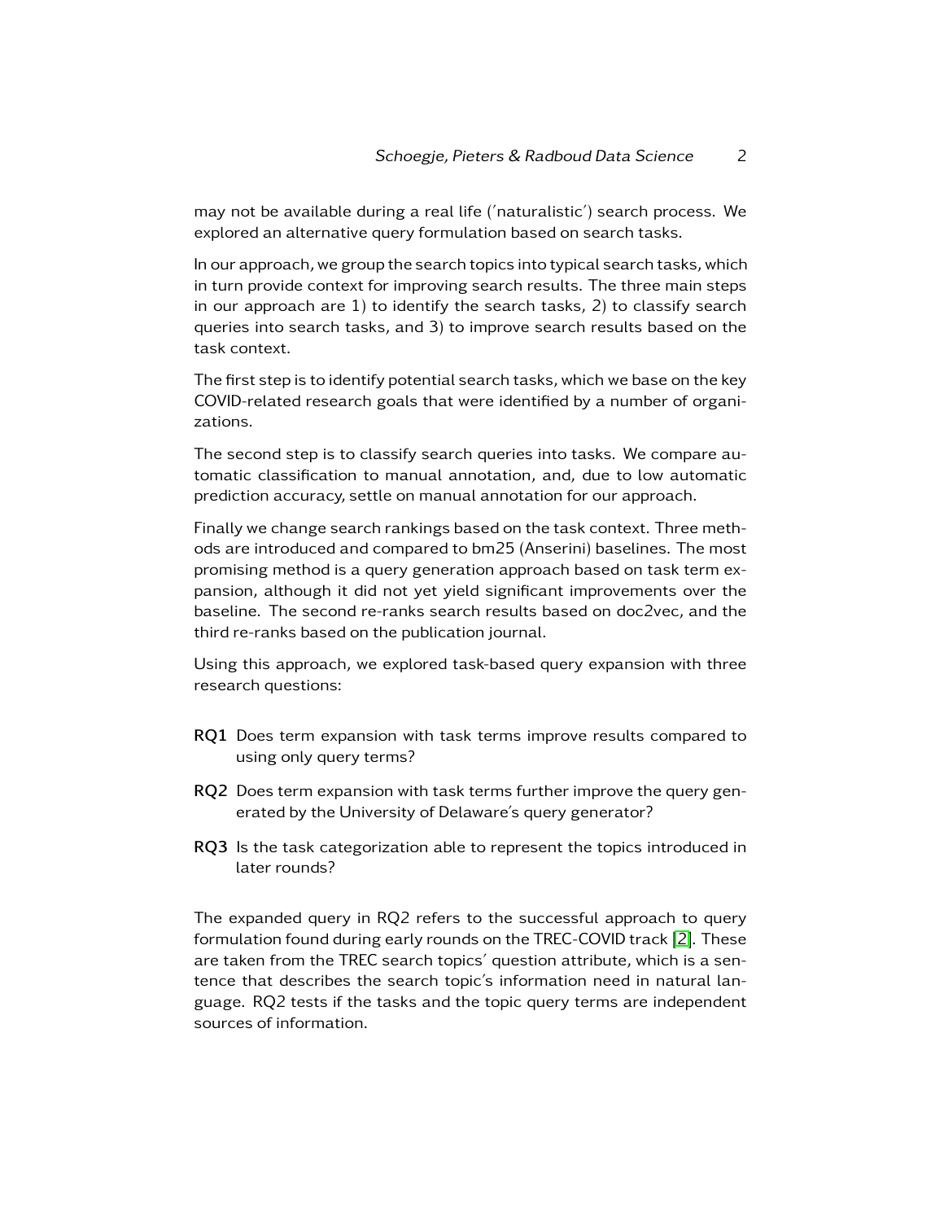may not be available during a real life ('naturalistic') search process. We explored an alternative query formulation based on search tasks.

In our approach, we group the search topics into typical search tasks, which in turn provide context for improving search results. The three main steps in our approach are 1) to identify the search tasks, 2) to classify search queries into search tasks, and 3) to improve search results based on the task context.

The first step is to identify potential search tasks, which we base on the key COVID-related research goals that were identified by a number of organizations.

The second step is to classify search queries into tasks. We compare automatic classification to manual annotation, and, due to low automatic prediction accuracy, settle on manual annotation for our approach.

Finally we change search rankings based on the task context. Three methods are introduced and compared to bm25 (Anserini) baselines. The most promising method is a query generation approach based on task term expansion, although it did not yet yield significant improvements over the baseline. The second re-ranks search results based on doc2vec, and the third re-ranks based on the publication journal.

Using this approach, we explored task-based query expansion with three research questions:

- **RQ1** Does term expansion with task terms improve results compared to using only query terms?
- **RQ2** Does term expansion with task terms further improve the query generated by the University of Delaware's query generator?
- **RQ3** Is the task categorization able to represent the topics introduced in later rounds?

The expanded query in RQ2 refers to the successful approach to query formulation found during early rounds on the TREC-COVID track [2]. These are taken from the TREC search topics' question attribute, which is a sentence that describes the search topic's information need in natural language. RQ2 tests if the tasks and the topic query terms are independent sources of information.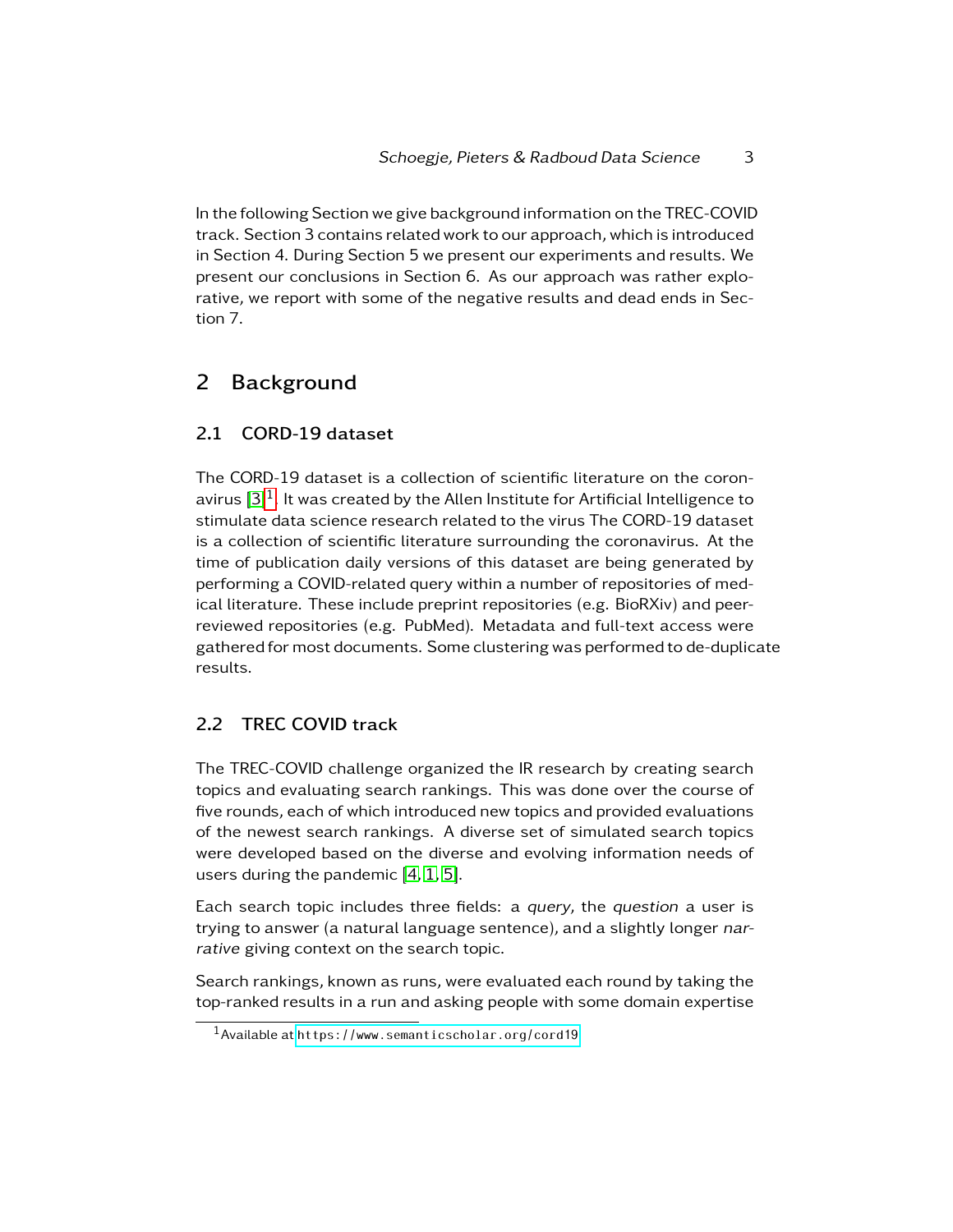In the following Section we give background information on the TREC-COVID track. Section 3 contains related work to our approach, which is introduced in Section 4. During Section 5 we present our experiments and results. We present our conclusions in Section 6. As our approach was rather explorative, we report with some of the negative results and dead ends in Section 7.

## 2 Background

### 2.1 CORD-19 dataset

The CORD-19 dataset is a collection of scientific literature on the coronavirus [3][1]. It was created by the Allen Institute for Artificial Intelligence to stimulate data science research related to the virus The CORD-19 dataset is a collection of scientific literature surrounding the coronavirus. At the time of publication daily versions of this dataset are being generated by performing a COVID-related query within a number of repositories of medical literature. These include preprint repositories (e.g. BioRXiv) and peer-reviewed repositories (e.g. PubMed). Metadata and full-text access were gathered for most documents. Some clustering was performed to de-duplicate results.

### 2.2 TREC COVID track

The TREC-COVID challenge organized the IR research by creating search topics and evaluating search rankings. This was done over the course of five rounds, each of which introduced new topics and provided evaluations of the newest search rankings. A diverse set of simulated search topics were developed based on the diverse and evolving information needs of users during the pandemic [4, 1, 5].

Each search topic includes three fields: a *query*, the *question* a user is trying to answer (a natural language sentence), and a slightly longer *narrative* giving context on the search topic.

Search rankings, known as runs, were evaluated each round by taking the top-ranked results in a run and asking people with some domain expertise

[1] Available at https://www.semanticscholar.org/cord19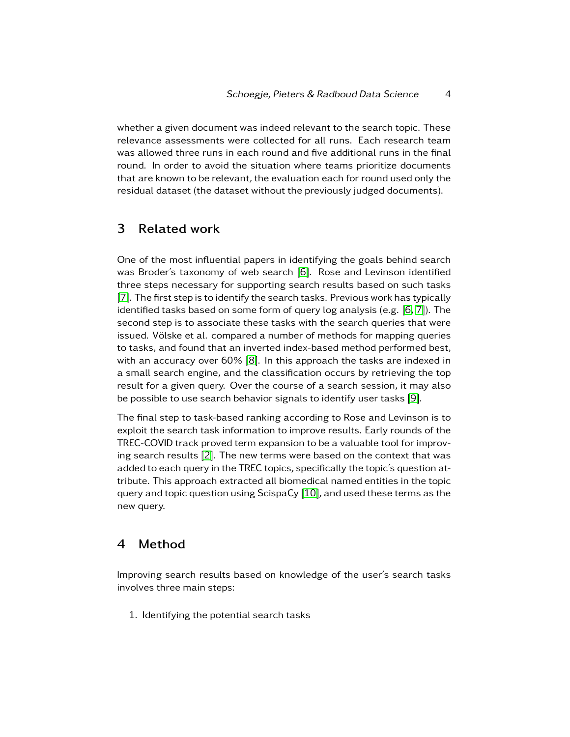whether a given document was indeed relevant to the search topic. These relevance assessments were collected for all runs. Each research team was allowed three runs in each round and five additional runs in the final round. In order to avoid the situation where teams prioritize documents that are known to be relevant, the evaluation each for round used only the residual dataset (the dataset without the previously judged documents).

## 3 Related work

One of the most influential papers in identifying the goals behind search was Broder's taxonomy of web search [6]. Rose and Levinson identified three steps necessary for supporting search results based on such tasks [7]. The first step is to identify the search tasks. Previous work has typically identified tasks based on some form of query log analysis (e.g. [6, 7]). The second step is to associate these tasks with the search queries that were issued. Völske et al. compared a number of methods for mapping queries to tasks, and found that an inverted index-based method performed best, with an accuracy over 60% [8]. In this approach the tasks are indexed in a small search engine, and the classification occurs by retrieving the top result for a given query. Over the course of a search session, it may also be possible to use search behavior signals to identify user tasks [9].

The final step to task-based ranking according to Rose and Levinson is to exploit the search task information to improve results. Early rounds of the TREC-COVID track proved term expansion to be a valuable tool for improving search results [2]. The new terms were based on the context that was added to each query in the TREC topics, specifically the topic's question attribute. This approach extracted all biomedical named entities in the topic query and topic question using ScispaCy [10], and used these terms as the new query.

## 4 Method

Improving search results based on knowledge of the user's search tasks involves three main steps:

1. Identifying the potential search tasks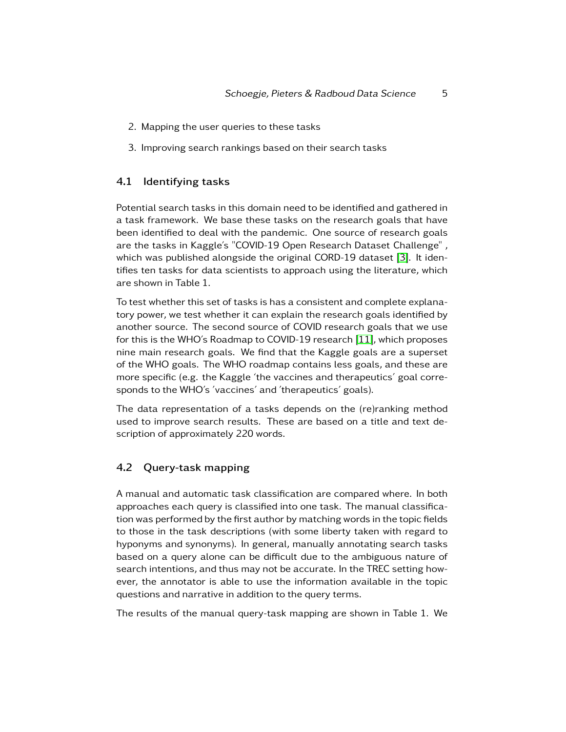2. Mapping the user queries to these tasks
3. Improving search rankings based on their search tasks

## 4.1 Identifying tasks

Potential search tasks in this domain need to be identified and gathered in a task framework. We base these tasks on the research goals that have been identified to deal with the pandemic. One source of research goals are the tasks in Kaggle's "COVID-19 Open Research Dataset Challenge" , which was published alongside the original CORD-19 dataset [3]. It identifies ten tasks for data scientists to approach using the literature, which are shown in Table 1.

To test whether this set of tasks is has a consistent and complete explanatory power, we test whether it can explain the research goals identified by another source. The second source of COVID research goals that we use for this is the WHO's Roadmap to COVID-19 research [11], which proposes nine main research goals. We find that the Kaggle goals are a superset of the WHO goals. The WHO roadmap contains less goals, and these are more specific (e.g. the Kaggle 'the vaccines and therapeutics' goal corresponds to the WHO's 'vaccines' and 'therapeutics' goals).

The data representation of a tasks depends on the (re)ranking method used to improve search results. These are based on a title and text description of approximately 220 words.

## 4.2 Query-task mapping

A manual and automatic task classification are compared where. In both approaches each query is classified into one task. The manual classification was performed by the first author by matching words in the topic fields to those in the task descriptions (with some liberty taken with regard to hyponyms and synonyms). In general, manually annotating search tasks based on a query alone can be difficult due to the ambiguous nature of search intentions, and thus may not be accurate. In the TREC setting however, the annotator is able to use the information available in the topic questions and narrative in addition to the query terms.

The results of the manual query-task mapping are shown in Table 1. We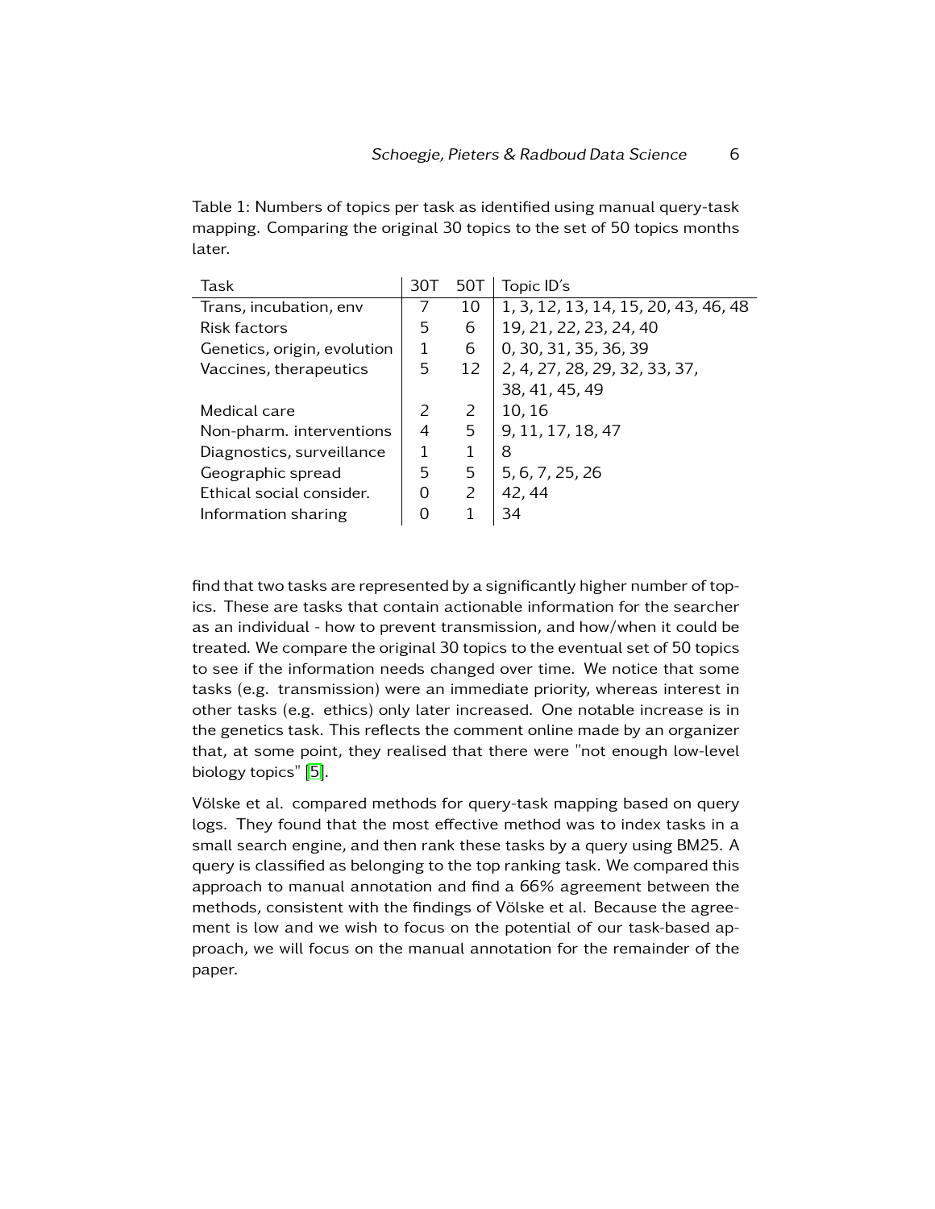Table 1: Numbers of topics per task as identified using manual query-task mapping. Comparing the original 30 topics to the set of 50 topics months later.

| Task | 30T | 50T | Topic ID's |
|---|---|---|---|
| Trans, incubation, env | 7 | 10 | 1, 3, 12, 13, 14, 15, 20, 43, 46, 48 |
| Risk factors | 5 | 6 | 19, 21, 22, 23, 24, 40 |
| Genetics, origin, evolution | 1 | 6 | 0, 30, 31, 35, 36, 39 |
| Vaccines, therapeutics | 5 | 12 | 2, 4, 27, 28, 29, 32, 33, 37, 38, 41, 45, 49 |
| Medical care | 2 | 2 | 10, 16 |
| Non-pharm. interventions | 4 | 5 | 9, 11, 17, 18, 47 |
| Diagnostics, surveillance | 1 | 1 | 8 |
| Geographic spread | 5 | 5 | 5, 6, 7, 25, 26 |
| Ethical social consider. | 0 | 2 | 42, 44 |
| Information sharing | 0 | 1 | 34 |

find that two tasks are represented by a significantly higher number of topics. These are tasks that contain actionable information for the searcher as an individual - how to prevent transmission, and how/when it could be treated. We compare the original 30 topics to the eventual set of 50 topics to see if the information needs changed over time. We notice that some tasks (e.g. transmission) were an immediate priority, whereas interest in other tasks (e.g. ethics) only later increased. One notable increase is in the genetics task. This reflects the comment online made by an organizer that, at some point, they realised that there were "not enough low-level biology topics" [5].

Völske et al. compared methods for query-task mapping based on query logs. They found that the most effective method was to index tasks in a small search engine, and then rank these tasks by a query using BM25. A query is classified as belonging to the top ranking task. We compared this approach to manual annotation and find a 66% agreement between the methods, consistent with the findings of Völske et al. Because the agreement is low and we wish to focus on the potential of our task-based approach, we will focus on the manual annotation for the remainder of the paper.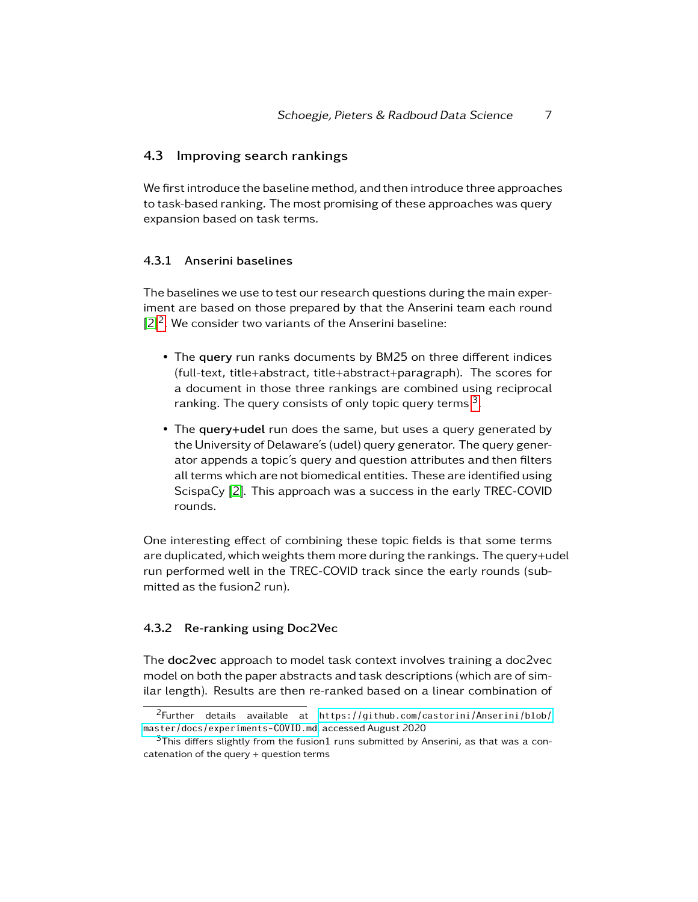## 4.3 Improving search rankings

We first introduce the baseline method, and then introduce three approaches to task-based ranking. The most promising of these approaches was query expansion based on task terms.

### 4.3.1 Anserini baselines

The baselines we use to test our research questions during the main experiment are based on those prepared by that the Anserini team each round [2][2]. We consider two variants of the Anserini baseline:

- The **query** run ranks documents by BM25 on three different indices (full-text, title+abstract, title+abstract+paragraph). The scores for a document in those three rankings are combined using reciprocal ranking. The query consists of only topic query terms[3].
- The **query+udel** run does the same, but uses a query generated by the University of Delaware's (udel) query generator. The query generator appends a topic's query and question attributes and then filters all terms which are not biomedical entities. These are identified using ScispaCy [2]. This approach was a success in the early TREC-COVID rounds.

One interesting effect of combining these topic fields is that some terms are duplicated, which weights them more during the rankings. The query+udel run performed well in the TREC-COVID track since the early rounds (submitted as the fusion2 run).

### 4.3.2 Re-ranking using Doc2Vec

The **doc2vec** approach to model task context involves training a doc2vec model on both the paper abstracts and task descriptions (which are of similar length). Results are then re-ranked based on a linear combination of

[2]Further details available at https://github.com/castorini/Anserini/blob/master/docs/experiments-COVID.md accessed August 2020

[3]This differs slightly from the fusion1 runs submitted by Anserini, as that was a concatenation of the query + question terms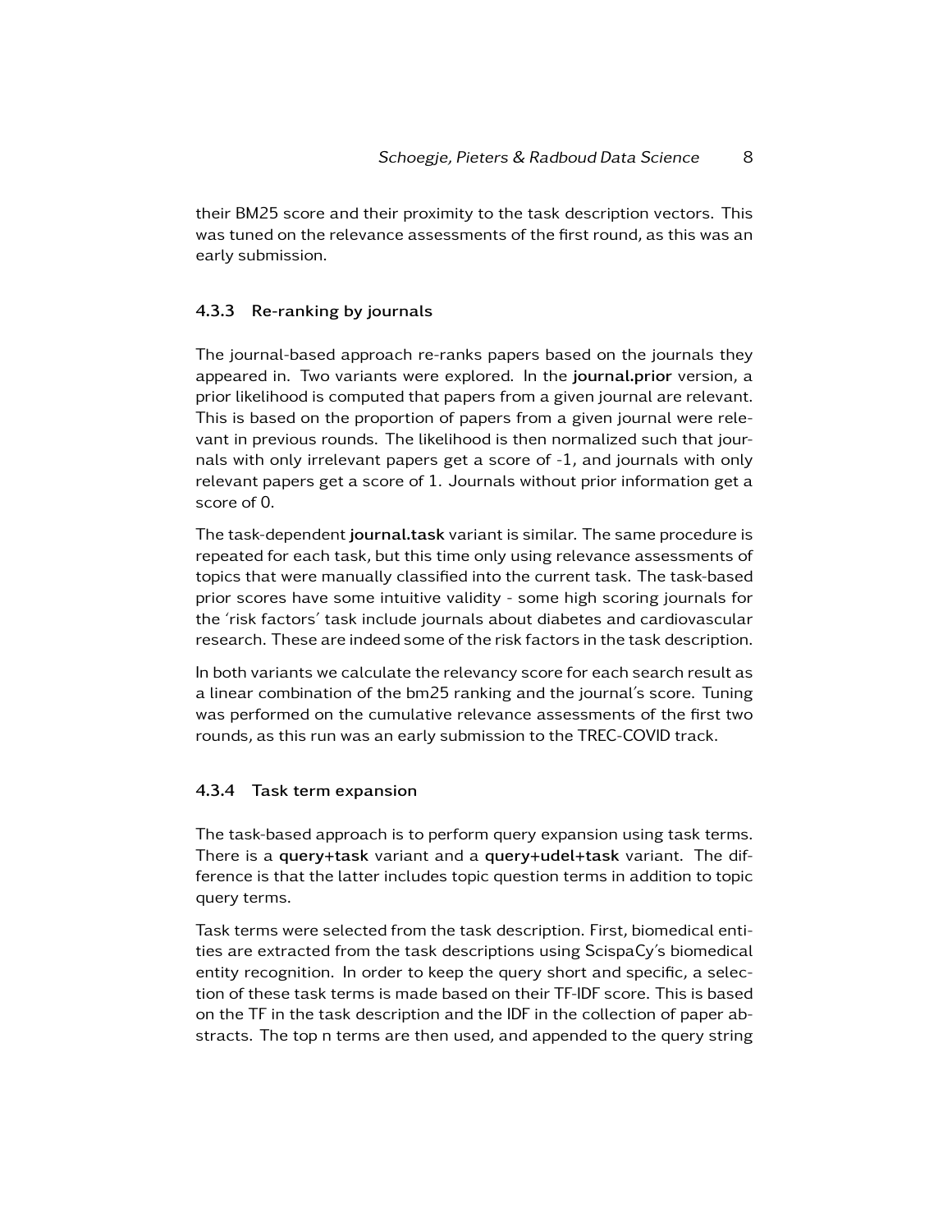their BM25 score and their proximity to the task description vectors. This was tuned on the relevance assessments of the first round, as this was an early submission.

### 4.3.3 Re-ranking by journals

The journal-based approach re-ranks papers based on the journals they appeared in. Two variants were explored. In the **journal.prior** version, a prior likelihood is computed that papers from a given journal are relevant. This is based on the proportion of papers from a given journal were relevant in previous rounds. The likelihood is then normalized such that journals with only irrelevant papers get a score of -1, and journals with only relevant papers get a score of 1. Journals without prior information get a score of 0.

The task-dependent **journal.task** variant is similar. The same procedure is repeated for each task, but this time only using relevance assessments of topics that were manually classified into the current task. The task-based prior scores have some intuitive validity - some high scoring journals for the 'risk factors' task include journals about diabetes and cardiovascular research. These are indeed some of the risk factors in the task description.

In both variants we calculate the relevancy score for each search result as a linear combination of the bm25 ranking and the journal's score. Tuning was performed on the cumulative relevance assessments of the first two rounds, as this run was an early submission to the TREC-COVID track.

### 4.3.4 Task term expansion

The task-based approach is to perform query expansion using task terms. There is a **query+task** variant and a **query+udel+task** variant. The difference is that the latter includes topic question terms in addition to topic query terms.

Task terms were selected from the task description. First, biomedical entities are extracted from the task descriptions using ScispaCy's biomedical entity recognition. In order to keep the query short and specific, a selection of these task terms is made based on their TF-IDF score. This is based on the TF in the task description and the IDF in the collection of paper abstracts. The top n terms are then used, and appended to the query string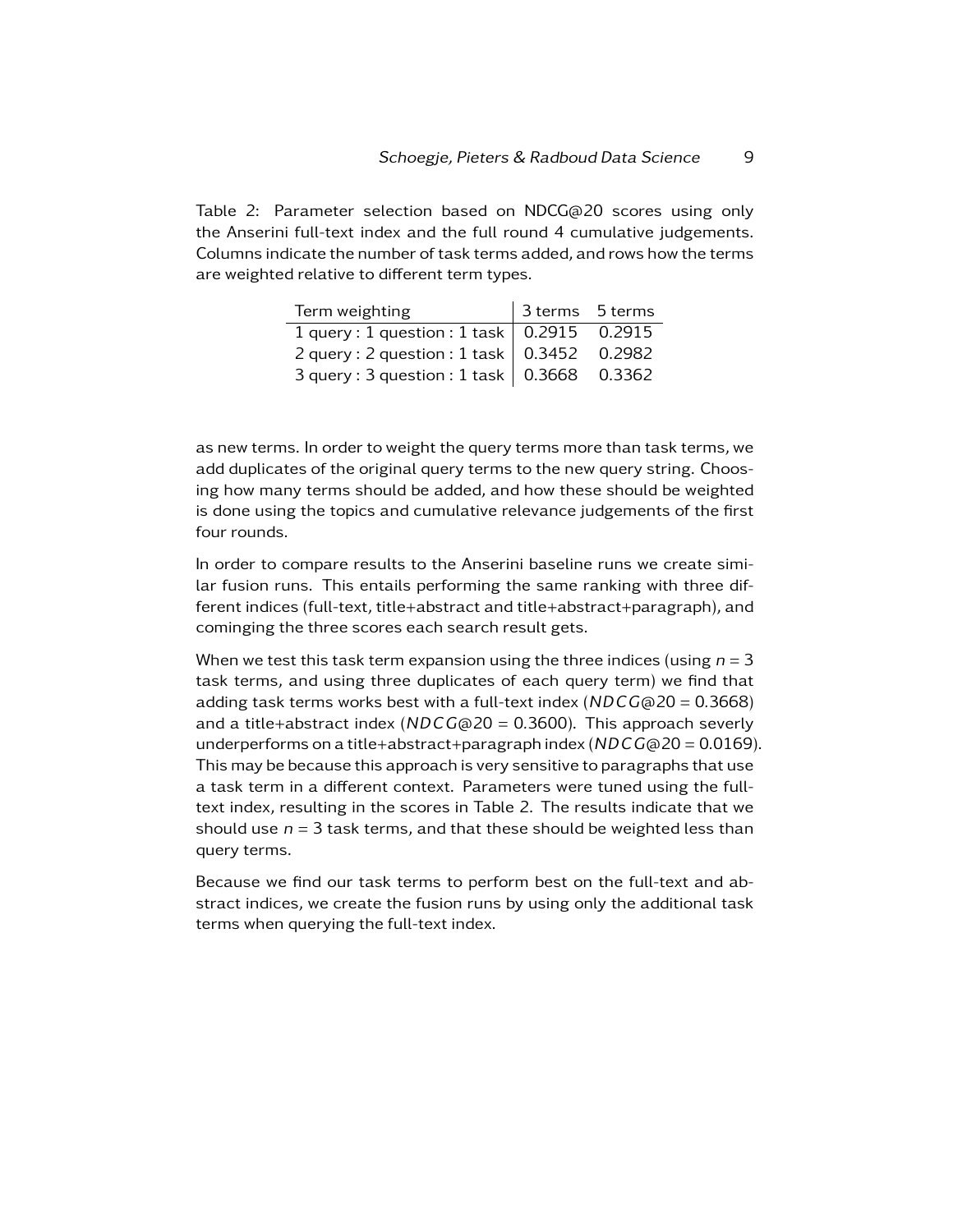Table 2: Parameter selection based on NDCG@20 scores using only the Anserini full-text index and the full round 4 cumulative judgements. Columns indicate the number of task terms added, and rows how the terms are weighted relative to different term types.

| Term weighting | 3 terms | 5 terms |
| --- | --- | --- |
| 1 query : 1 question : 1 task | 0.2915 | 0.2915 |
| 2 query : 2 question : 1 task | 0.3452 | 0.2982 |
| 3 query : 3 question : 1 task | 0.3668 | 0.3362 |

as new terms. In order to weight the query terms more than task terms, we add duplicates of the original query terms to the new query string. Choosing how many terms should be added, and how these should be weighted is done using the topics and cumulative relevance judgements of the first four rounds.

In order to compare results to the Anserini baseline runs we create similar fusion runs. This entails performing the same ranking with three different indices (full-text, title+abstract and title+abstract+paragraph), and cominging the three scores each search result gets.

When we test this task term expansion using the three indices (using $n = 3$ task terms, and using three duplicates of each query term) we find that adding task terms works best with a full-text index ($NDCG@20 = 0.3668$) and a title+abstract index ($NDCG@20 = 0.3600$). This approach severly underperforms on a title+abstract+paragraph index ($NDCG@20 = 0.0169$). This may be because this approach is very sensitive to paragraphs that use a task term in a different context. Parameters were tuned using the full-text index, resulting in the scores in Table 2. The results indicate that we should use $n = 3$ task terms, and that these should be weighted less than query terms.

Because we find our task terms to perform best on the full-text and abstract indices, we create the fusion runs by using only the additional task terms when querying the full-text index.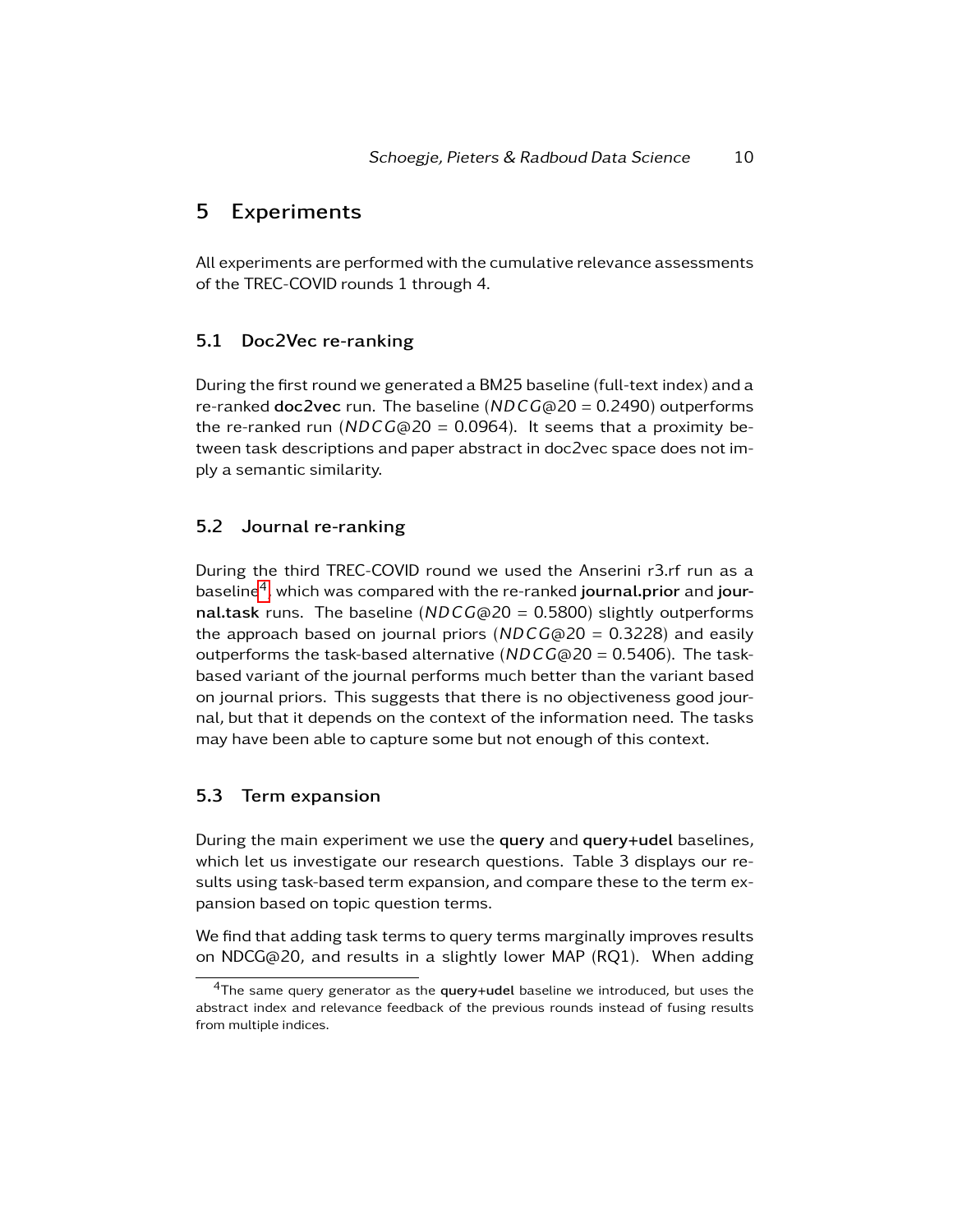## 5 Experiments

All experiments are performed with the cumulative relevance assessments of the TREC-COVID rounds 1 through 4.

### 5.1 Doc2Vec re-ranking

During the first round we generated a BM25 baseline (full-text index) and a re-ranked **doc2vec** run. The baseline ($NDCG@20 = 0.2490$) outperforms the re-ranked run ($NDCG@20 = 0.0964$). It seems that a proximity between task descriptions and paper abstract in doc2vec space does not imply a semantic similarity.

### 5.2 Journal re-ranking

During the third TREC-COVID round we used the Anserini r3.rf run as a baseline[4], which was compared with the re-ranked **journal.prior** and **journal.task** runs. The baseline ($NDCG@20 = 0.5800$) slightly outperforms the approach based on journal priors ($NDCG@20 = 0.3228$) and easily outperforms the task-based alternative ($NDCG@20 = 0.5406$). The task-based variant of the journal performs much better than the variant based on journal priors. This suggests that there is no objectiveness good journal, but that it depends on the context of the information need. The tasks may have been able to capture some but not enough of this context.

### 5.3 Term expansion

During the main experiment we use the **query** and **query+udel** baselines, which let us investigate our research questions. Table 3 displays our results using task-based term expansion, and compare these to the term expansion based on topic question terms.

We find that adding task terms to query terms marginally improves results on NDCG@20, and results in a slightly lower MAP (RQ1). When adding

[4] The same query generator as the **query+udel** baseline we introduced, but uses the abstract index and relevance feedback of the previous rounds instead of fusing results from multiple indices.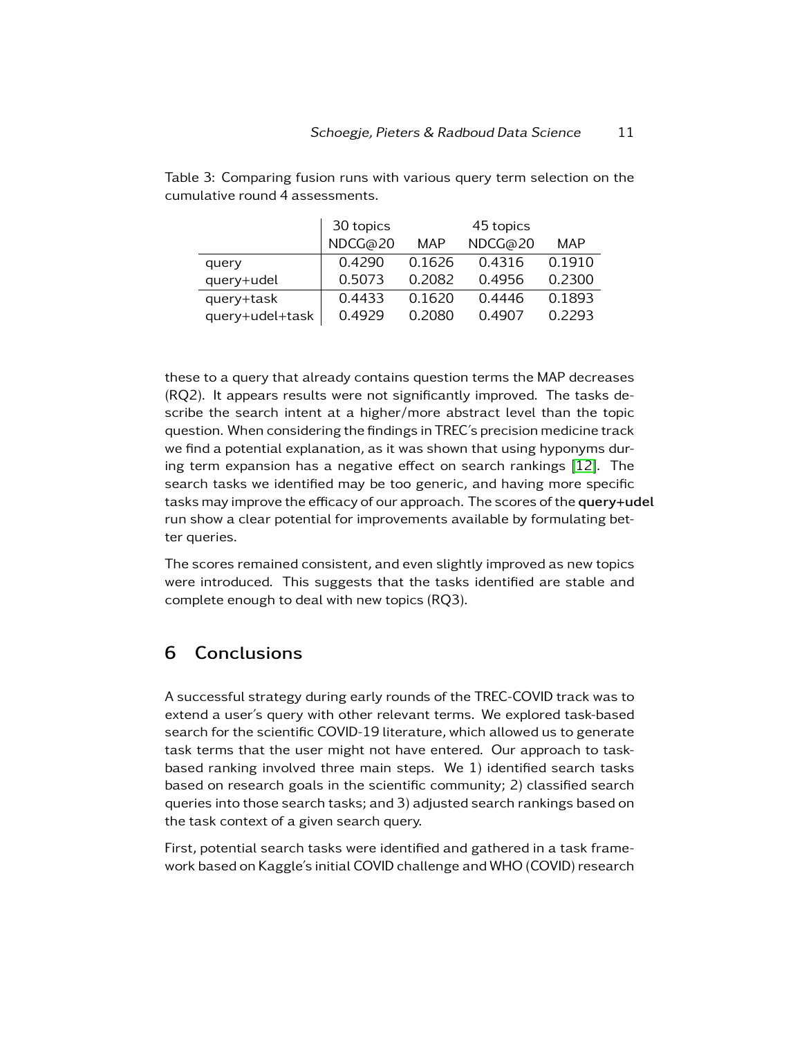Table 3: Comparing fusion runs with various query term selection on the cumulative round 4 assessments.

| | 30 topics | | 45 topics | |
|---|---|---|---|---|
| | NDCG@20 | MAP | NDCG@20 | MAP |
| query | 0.4290 | 0.1626 | 0.4316 | 0.1910 |
| query+udel | 0.5073 | 0.2082 | 0.4956 | 0.2300 |
| query+task | 0.4433 | 0.1620 | 0.4446 | 0.1893 |
| query+udel+task | 0.4929 | 0.2080 | 0.4907 | 0.2293 |

these to a query that already contains question terms the MAP decreases (RQ2). It appears results were not significantly improved. The tasks describe the search intent at a higher/more abstract level than the topic question. When considering the findings in TREC's precision medicine track we find a potential explanation, as it was shown that using hyponyms during term expansion has a negative effect on search rankings [12]. The search tasks we identified may be too generic, and having more specific tasks may improve the efficacy of our approach. The scores of the **query+udel** run show a clear potential for improvements available by formulating better queries.

The scores remained consistent, and even slightly improved as new topics were introduced. This suggests that the tasks identified are stable and complete enough to deal with new topics (RQ3).

## 6 Conclusions

A successful strategy during early rounds of the TREC-COVID track was to extend a user's query with other relevant terms. We explored task-based search for the scientific COVID-19 literature, which allowed us to generate task terms that the user might not have entered. Our approach to task-based ranking involved three main steps. We 1) identified search tasks based on research goals in the scientific community; 2) classified search queries into those search tasks; and 3) adjusted search rankings based on the task context of a given search query.

First, potential search tasks were identified and gathered in a task framework based on Kaggle's initial COVID challenge and WHO (COVID) research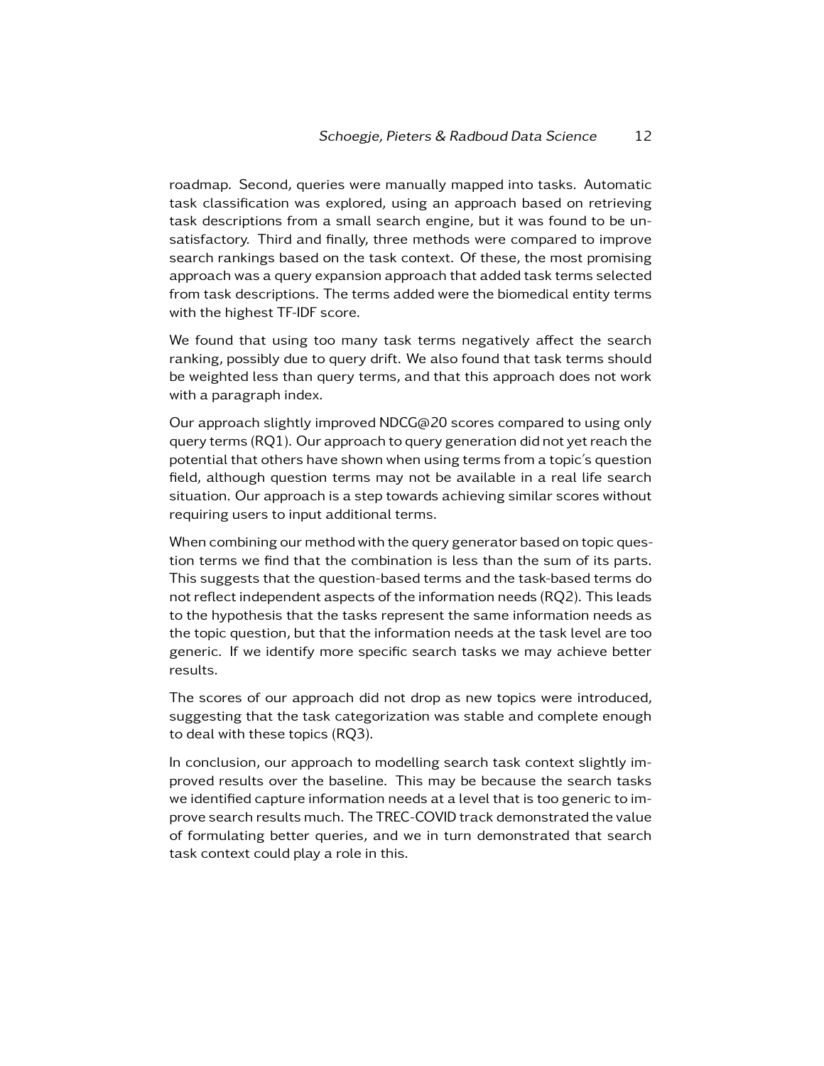roadmap. Second, queries were manually mapped into tasks. Automatic task classification was explored, using an approach based on retrieving task descriptions from a small search engine, but it was found to be unsatisfactory. Third and finally, three methods were compared to improve search rankings based on the task context. Of these, the most promising approach was a query expansion approach that added task terms selected from task descriptions. The terms added were the biomedical entity terms with the highest TF-IDF score.

We found that using too many task terms negatively affect the search ranking, possibly due to query drift. We also found that task terms should be weighted less than query terms, and that this approach does not work with a paragraph index.

Our approach slightly improved NDCG@20 scores compared to using only query terms (RQ1). Our approach to query generation did not yet reach the potential that others have shown when using terms from a topic's question field, although question terms may not be available in a real life search situation. Our approach is a step towards achieving similar scores without requiring users to input additional terms.

When combining our method with the query generator based on topic question terms we find that the combination is less than the sum of its parts. This suggests that the question-based terms and the task-based terms do not reflect independent aspects of the information needs (RQ2). This leads to the hypothesis that the tasks represent the same information needs as the topic question, but that the information needs at the task level are too generic. If we identify more specific search tasks we may achieve better results.

The scores of our approach did not drop as new topics were introduced, suggesting that the task categorization was stable and complete enough to deal with these topics (RQ3).

In conclusion, our approach to modelling search task context slightly improved results over the baseline. This may be because the search tasks we identified capture information needs at a level that is too generic to improve search results much. The TREC-COVID track demonstrated the value of formulating better queries, and we in turn demonstrated that search task context could play a role in this.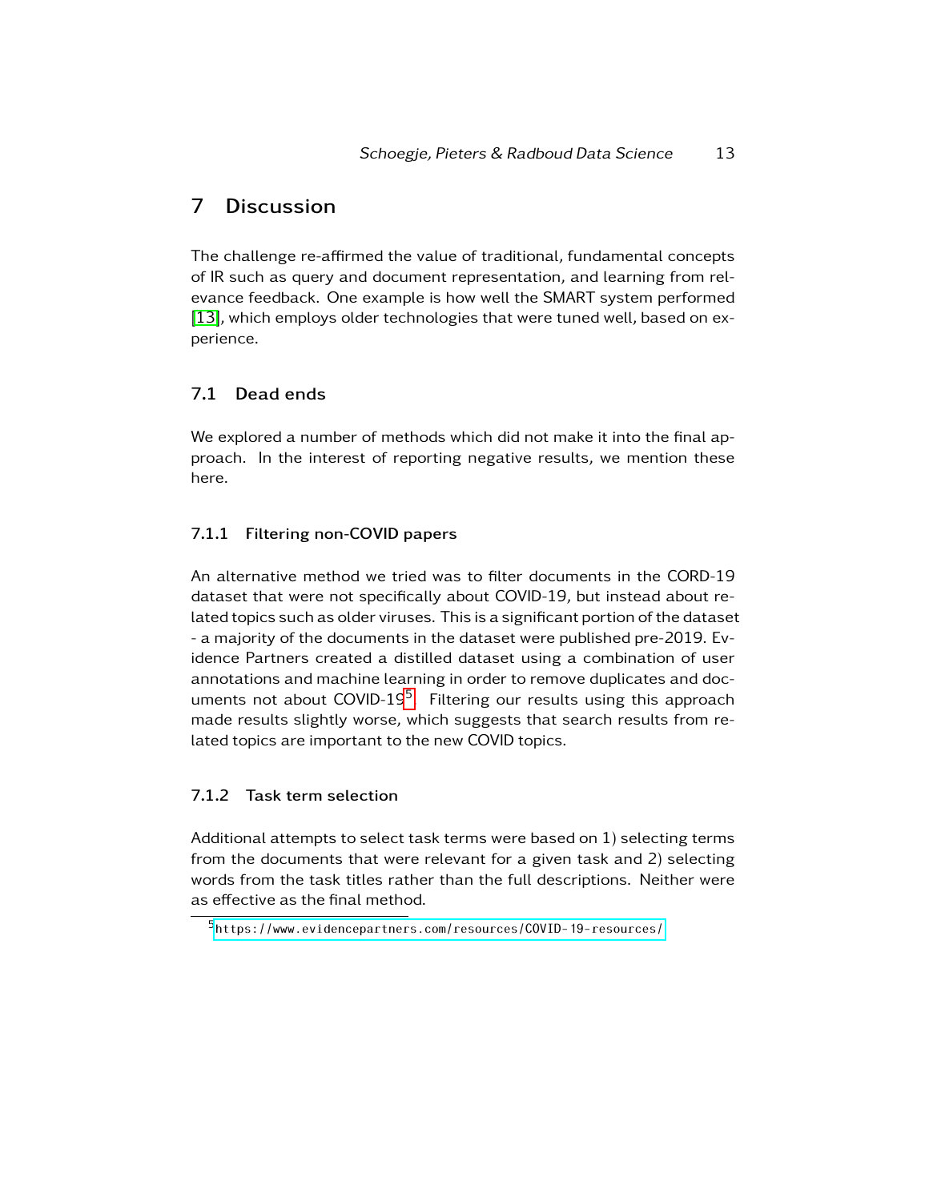# 7 Discussion

The challenge re-affirmed the value of traditional, fundamental concepts of IR such as query and document representation, and learning from relevance feedback. One example is how well the SMART system performed [13], which employs older technologies that were tuned well, based on experience.

## 7.1 Dead ends

We explored a number of methods which did not make it into the final approach. In the interest of reporting negative results, we mention these here.

### 7.1.1 Filtering non-COVID papers

An alternative method we tried was to filter documents in the CORD-19 dataset that were not specifically about COVID-19, but instead about related topics such as older viruses. This is a significant portion of the dataset - a majority of the documents in the dataset were published pre-2019. Evidence Partners created a distilled dataset using a combination of user annotations and machine learning in order to remove duplicates and documents not about COVID-19[5]. Filtering our results using this approach made results slightly worse, which suggests that search results from related topics are important to the new COVID topics.

### 7.1.2 Task term selection

Additional attempts to select task terms were based on 1) selecting terms from the documents that were relevant for a given task and 2) selecting words from the task titles rather than the full descriptions. Neither were as effective as the final method.

[5] https://www.evidencepartners.com/resources/COVID-19-resources/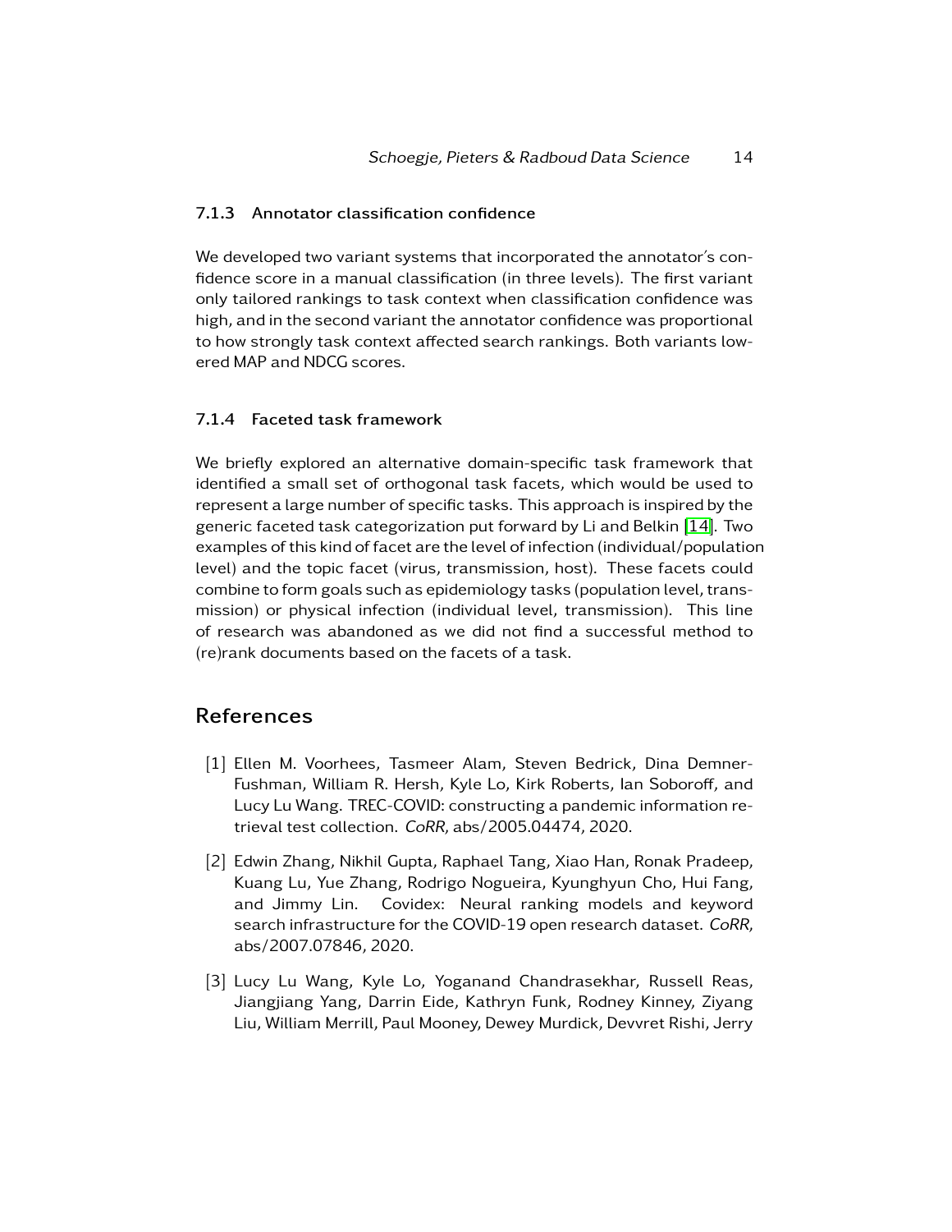#### 7.1.3 Annotator classification confidence

We developed two variant systems that incorporated the annotator's confidence score in a manual classification (in three levels). The first variant only tailored rankings to task context when classification confidence was high, and in the second variant the annotator confidence was proportional to how strongly task context affected search rankings. Both variants lowered MAP and NDCG scores.

#### 7.1.4 Faceted task framework

We briefly explored an alternative domain-specific task framework that identified a small set of orthogonal task facets, which would be used to represent a large number of specific tasks. This approach is inspired by the generic faceted task categorization put forward by Li and Belkin [14]. Two examples of this kind of facet are the level of infection (individual/population level) and the topic facet (virus, transmission, host). These facets could combine to form goals such as epidemiology tasks (population level, transmission) or physical infection (individual level, transmission). This line of research was abandoned as we did not find a successful method to (re)rank documents based on the facets of a task.

## References

[1] Ellen M. Voorhees, Tasmeer Alam, Steven Bedrick, Dina Demner-Fushman, William R. Hersh, Kyle Lo, Kirk Roberts, Ian Soboroff, and Lucy Lu Wang. TREC-COVID: constructing a pandemic information retrieval test collection. *CoRR*, abs/2005.04474, 2020.

[2] Edwin Zhang, Nikhil Gupta, Raphael Tang, Xiao Han, Ronak Pradeep, Kuang Lu, Yue Zhang, Rodrigo Nogueira, Kyunghyun Cho, Hui Fang, and Jimmy Lin. Covidex: Neural ranking models and keyword search infrastructure for the COVID-19 open research dataset. *CoRR*, abs/2007.07846, 2020.

[3] Lucy Lu Wang, Kyle Lo, Yoganand Chandrasekhar, Russell Reas, Jiangjiang Yang, Darrin Eide, Kathryn Funk, Rodney Kinney, Ziyang Liu, William Merrill, Paul Mooney, Dewey Murdick, Devvret Rishi, Jerry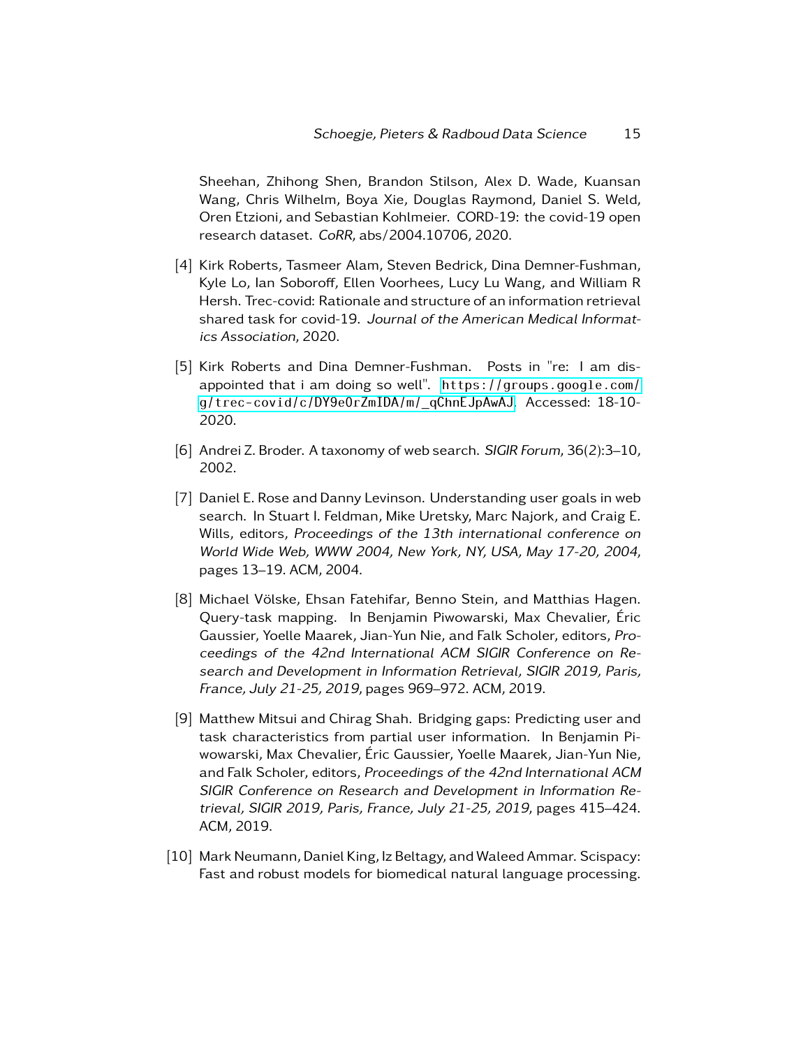Sheehan, Zhihong Shen, Brandon Stilson, Alex D. Wade, Kuansan Wang, Chris Wilhelm, Boya Xie, Douglas Raymond, Daniel S. Weld, Oren Etzioni, and Sebastian Kohlmeier. CORD-19: the covid-19 open research dataset. *CoRR*, abs/2004.10706, 2020.

[4] Kirk Roberts, Tasmeer Alam, Steven Bedrick, Dina Demner-Fushman, Kyle Lo, Ian Soboroff, Ellen Voorhees, Lucy Lu Wang, and William R Hersh. Trec-covid: Rationale and structure of an information retrieval shared task for covid-19. *Journal of the American Medical Informatics Association*, 2020.

[5] Kirk Roberts and Dina Demner-Fushman. Posts in "re: I am disappointed that i am doing so well". https://groups.google.com/g/trec-covid/c/DY9e0rZmIDA/m/_qChnEJpAwAJ. Accessed: 18-10-2020.

[6] Andrei Z. Broder. A taxonomy of web search. *SIGIR Forum*, 36(2):3–10, 2002.

[7] Daniel E. Rose and Danny Levinson. Understanding user goals in web search. In Stuart I. Feldman, Mike Uretsky, Marc Najork, and Craig E. Wills, editors, *Proceedings of the 13th international conference on World Wide Web, WWW 2004, New York, NY, USA, May 17-20, 2004*, pages 13–19. ACM, 2004.

[8] Michael Völske, Ehsan Fatehifar, Benno Stein, and Matthias Hagen. Query-task mapping. In Benjamin Piwowarski, Max Chevalier, Éric Gaussier, Yoelle Maarek, Jian-Yun Nie, and Falk Scholer, editors, *Proceedings of the 42nd International ACM SIGIR Conference on Research and Development in Information Retrieval, SIGIR 2019, Paris, France, July 21-25, 2019*, pages 969–972. ACM, 2019.

[9] Matthew Mitsui and Chirag Shah. Bridging gaps: Predicting user and task characteristics from partial user information. In Benjamin Piwowarski, Max Chevalier, Éric Gaussier, Yoelle Maarek, Jian-Yun Nie, and Falk Scholer, editors, *Proceedings of the 42nd International ACM SIGIR Conference on Research and Development in Information Retrieval, SIGIR 2019, Paris, France, July 21-25, 2019*, pages 415–424. ACM, 2019.

[10] Mark Neumann, Daniel King, Iz Beltagy, and Waleed Ammar. Scispacy: Fast and robust models for biomedical natural language processing.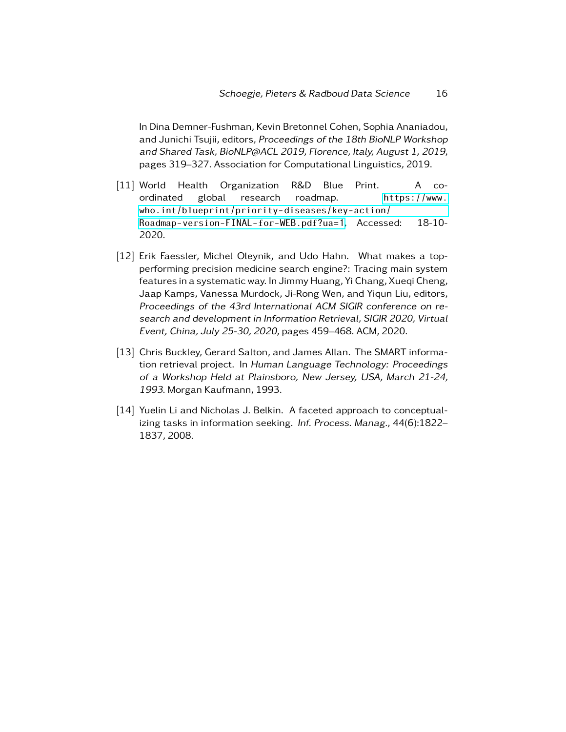In Dina Demner-Fushman, Kevin Bretonnel Cohen, Sophia Ananiadou, and Junichi Tsujii, editors, *Proceedings of the 18th BioNLP Workshop and Shared Task, BioNLP@ACL 2019, Florence, Italy, August 1, 2019*, pages 319–327. Association for Computational Linguistics, 2019.

[11] World Health Organization R&D Blue Print. A coordinated global research roadmap. https://www.who.int/blueprint/priority-diseases/key-action/Roadmap-version-FINAL-for-WEB.pdf?ua=1. Accessed: 18-10-2020.

[12] Erik Faessler, Michel Oleynik, and Udo Hahn. What makes a top-performing precision medicine search engine?: Tracing main system features in a systematic way. In Jimmy Huang, Yi Chang, Xueqi Cheng, Jaap Kamps, Vanessa Murdock, Ji-Rong Wen, and Yiqun Liu, editors, *Proceedings of the 43rd International ACM SIGIR conference on research and development in Information Retrieval, SIGIR 2020, Virtual Event, China, July 25-30, 2020*, pages 459–468. ACM, 2020.

[13] Chris Buckley, Gerard Salton, and James Allan. The SMART information retrieval project. In *Human Language Technology: Proceedings of a Workshop Held at Plainsboro, New Jersey, USA, March 21-24, 1993*. Morgan Kaufmann, 1993.

[14] Yuelin Li and Nicholas J. Belkin. A faceted approach to conceptualizing tasks in information seeking. *Inf. Process. Manag.*, 44(6):1822–1837, 2008.